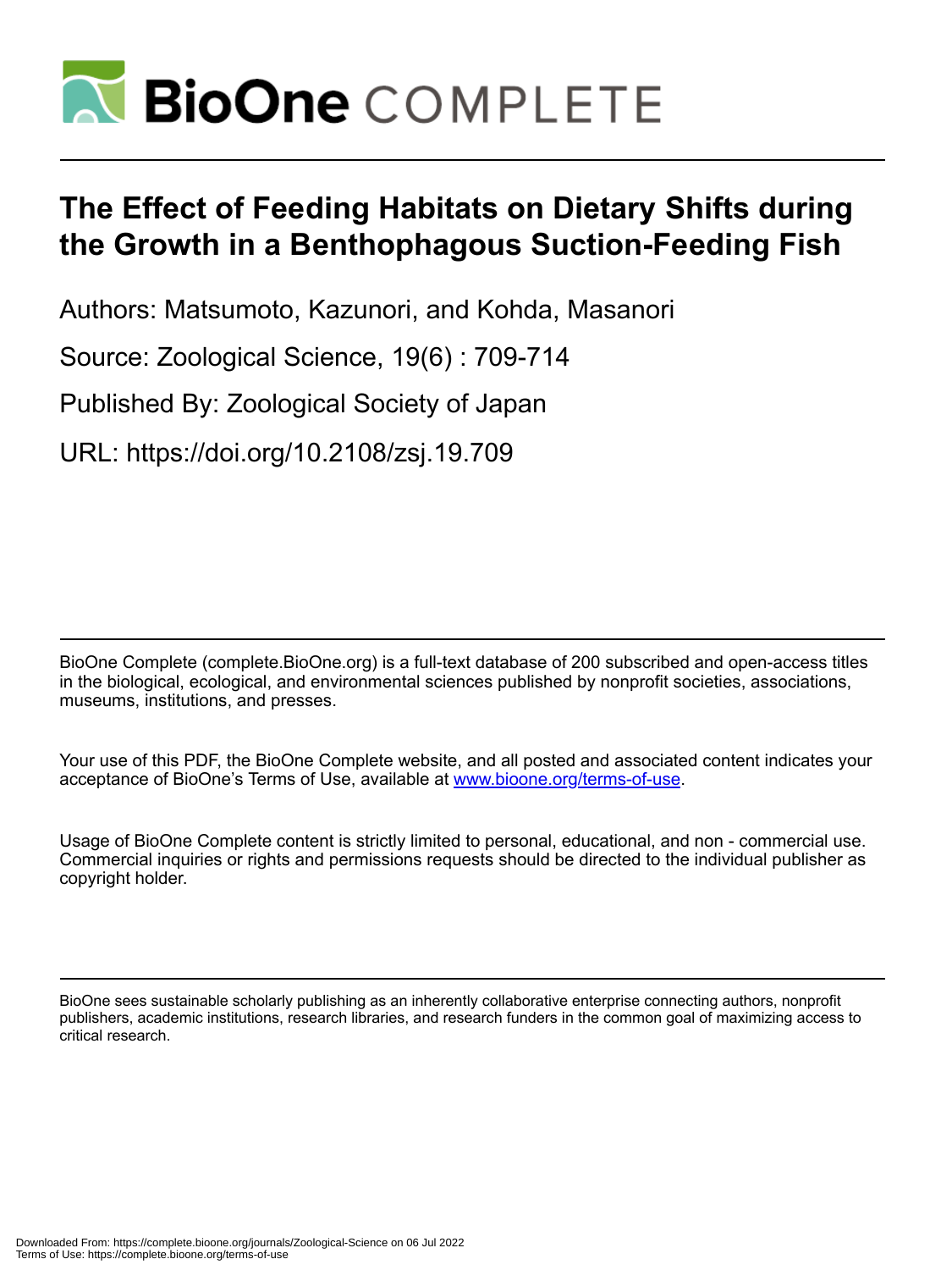# The Effect of Feeding Habitats on Dietary Shifts during the Growth in a Benthophagous Suction-Feeding Fish

Authors: Matsumoto, Kazunori, and Kohda, Masanori

Source: Zoological Science, 19(6) : 709-714

Published By: Zoological Society of Japan

URL: https://doi.org/10.2108/zsj.19.709

BioOne Complete (complete.BioOne.org) is a full-text database of 200 subscribed and open-access titles in the biological, ecological, and environmental sciences published by nonprofit societies, associations, museums, institutions, and presses.

Your use of this PDF, the BioOne Complete website, and all posted and associated content indicates your acceptance of BioOne's Terms of Use, available at www.bioone.org/terms-of-use.

Usage of BioOne Complete content is strictly limited to personal, educational, and non - commercial use. Commercial inquiries or rights and permissions requests should be directed to the individual publisher as copyright holder.

BioOne sees sustainable scholarly publishing as an inherently collaborative enterprise connecting authors, nonprofit publishers, academic institutions, research libraries, and research funders in the common goal of maximizing access to critical research.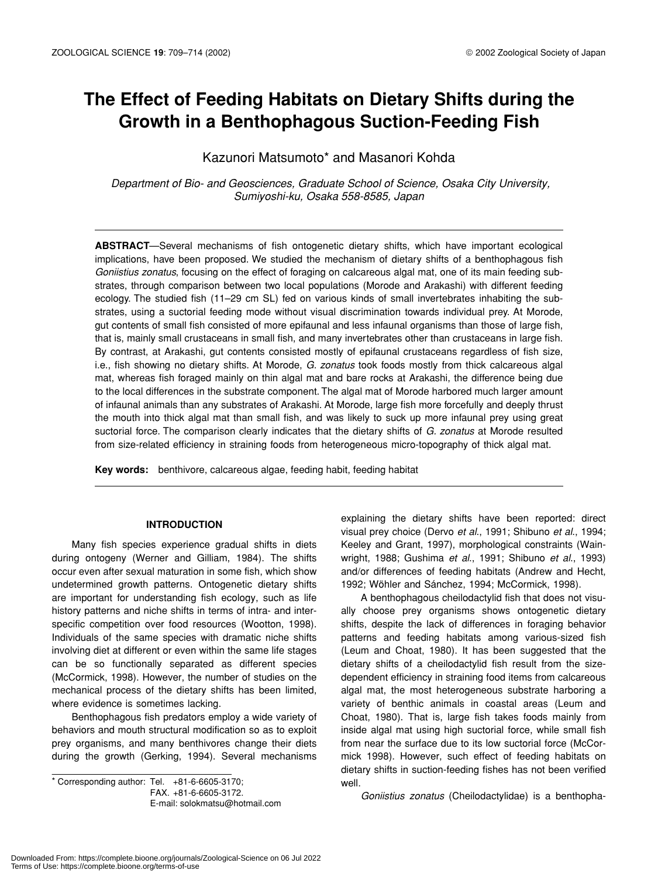# The Effect of Feeding Habitats on Dietary Shifts during the Growth in a Benthophagous Suction-Feeding Fish

Kazunori Matsumoto* and Masanori Kohda

*Department of Bio- and Geosciences, Graduate School of Science, Osaka City University, Sumiyoshi-ku, Osaka 558-8585, Japan*

---

**ABSTRACT**—Several mechanisms of fish ontogenetic dietary shifts, which have important ecological implications, have been proposed. We studied the mechanism of dietary shifts of a benthophagous fish *Goniistius zonatus*, focusing on the effect of foraging on calcareous algal mat, one of its main feeding substrates, through comparison between two local populations (Morode and Arakashi) with different feeding ecology. The studied fish (11–29 cm SL) fed on various kinds of small invertebrates inhabiting the substrates, using a suctorial feeding mode without visual discrimination towards individual prey. At Morode, gut contents of small fish consisted of more epifaunal and less infaunal organisms than those of large fish, that is, mainly small crustaceans in small fish, and many invertebrates other than crustaceans in large fish. By contrast, at Arakashi, gut contents consisted mostly of epifaunal crustaceans regardless of fish size, i.e., fish showing no dietary shifts. At Morode, *G. zonatus* took foods mostly from thick calcareous algal mat, whereas fish foraged mainly on thin algal mat and bare rocks at Arakashi, the difference being due to the local differences in the substrate component. The algal mat of Morode harbored much larger amount of infaunal animals than any substrates of Arakashi. At Morode, large fish more forcefully and deeply thrust the mouth into thick algal mat than small fish, and was likely to suck up more infaunal prey using great suctorial force. The comparison clearly indicates that the dietary shifts of *G. zonatus* at Morode resulted from size-related efficiency in straining foods from heterogeneous micro-topography of thick algal mat.

**Key words:** benthivore, calcareous algae, feeding habit, feeding habitat

---

## INTRODUCTION

Many fish species experience gradual shifts in diets during ontogeny (Werner and Gilliam, 1984). The shifts occur even after sexual maturation in some fish, which show undetermined growth patterns. Ontogenetic dietary shifts are important for understanding fish ecology, such as life history patterns and niche shifts in terms of intra- and inter-specific competition over food resources (Wootton, 1998). Individuals of the same species with dramatic niche shifts involving diet at different or even within the same life stages can be so functionally separated as different species (McCormick, 1998). However, the number of studies on the mechanical process of the dietary shifts has been limited, where evidence is sometimes lacking.

Benthophagous fish predators employ a wide variety of behaviors and mouth structural modification so as to exploit prey organisms, and many benthivores change their diets during the growth (Gerking, 1994). Several mechanisms explaining the dietary shifts have been reported: direct visual prey choice (Dervo *et al*., 1991; Shibuno *et al*., 1994; Keeley and Grant, 1997), morphological constraints (Wainwright, 1988; Gushima *et al*., 1991; Shibuno *et al*., 1993) and/or differences of feeding habitats (Andrew and Hecht, 1992; Wöhler and Sánchez, 1994; McCormick, 1998).

A benthophagous cheilodactylid fish that does not visually choose prey organisms shows ontogenetic dietary shifts, despite the lack of differences in foraging behavior patterns and feeding habitats among various-sized fish (Leum and Choat, 1980). It has been suggested that the dietary shifts of a cheilodactylid fish result from the size-dependent efficiency in straining food items from calcareous algal mat, the most heterogeneous substrate harboring a variety of benthic animals in coastal areas (Leum and Choat, 1980). That is, large fish takes foods mainly from inside algal mat using high suctorial force, while small fish from near the surface due to its low suctorial force (McCormick 1998). However, such effect of feeding habitats on dietary shifts in suction-feeding fishes has not been verified well.

*Goniistius zonatus* (Cheilodactylidae) is a benthopha-

---

* Corresponding author: Tel. +81-6-6605-3170;
FAX. +81-6-6605-3172.
E-mail: solokmatsu@hotmail.com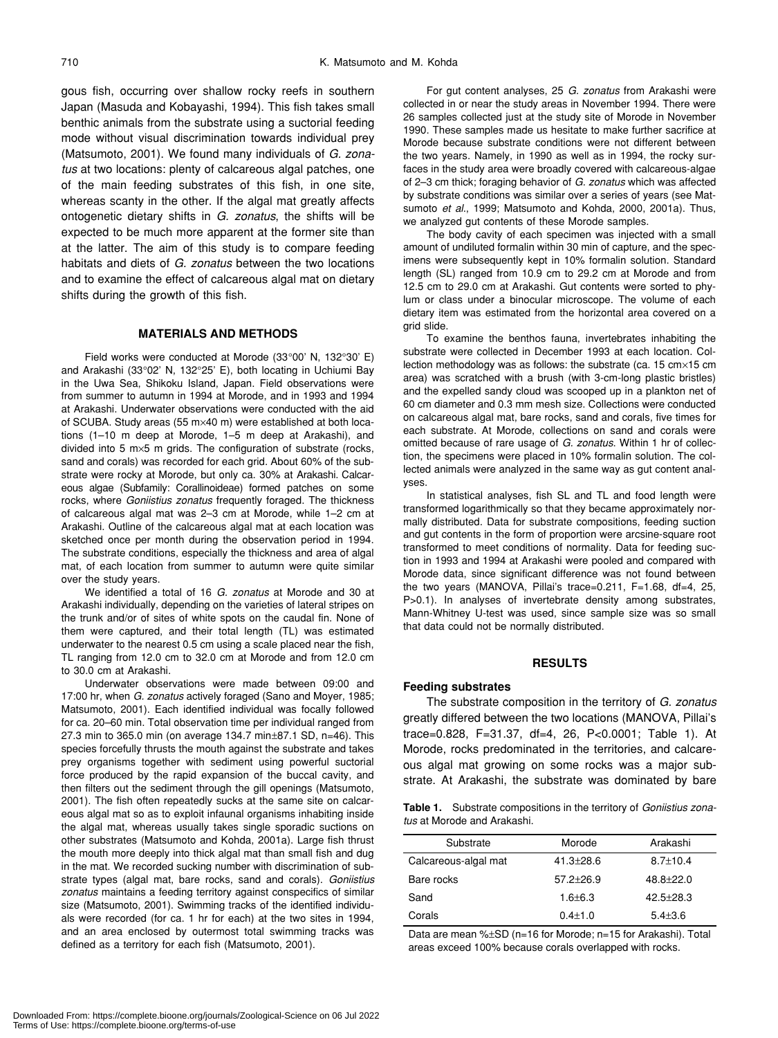gous fish, occurring over shallow rocky reefs in southern Japan (Masuda and Kobayashi, 1994). This fish takes small benthic animals from the substrate using a suctorial feeding mode without visual discrimination towards individual prey (Matsumoto, 2001). We found many individuals of *G. zonatus* at two locations: plenty of calcareous algal patches, one of the main feeding substrates of this fish, in one site, whereas scanty in the other. If the algal mat greatly affects ontogenetic dietary shifts in *G. zonatus*, the shifts will be expected to be much more apparent at the former site than at the latter. The aim of this study is to compare feeding habitats and diets of *G. zonatus* between the two locations and to examine the effect of calcareous algal mat on dietary shifts during the growth of this fish.

## MATERIALS AND METHODS

Field works were conducted at Morode (33°00' N, 132°30' E) and Arakashi (33°02' N, 132°25' E), both locating in Uchiumi Bay in the Uwa Sea, Shikoku Island, Japan. Field observations were from summer to autumn in 1994 at Morode, and in 1993 and 1994 at Arakashi. Underwater observations were conducted with the aid of SCUBA. Study areas (55 m×40 m) were established at both locations (1–10 m deep at Morode, 1–5 m deep at Arakashi), and divided into 5 m×5 m grids. The configuration of substrate (rocks, sand and corals) was recorded for each grid. About 60% of the substrate were rocky at Morode, but only ca. 30% at Arakashi. Calcareous algae (Subfamily: Corallinoideae) formed patches on some rocks, where *Goniistius zonatus* frequently foraged. The thickness of calcareous algal mat was 2–3 cm at Morode, while 1–2 cm at Arakashi. Outline of the calcareous algal mat at each location was sketched once per month during the observation period in 1994. The substrate conditions, especially the thickness and area of algal mat, of each location from summer to autumn were quite similar over the study years.

We identified a total of 16 *G. zonatus* at Morode and 30 at Arakashi individually, depending on the varieties of lateral stripes on the trunk and/or of sites of white spots on the caudal fin. None of them were captured, and their total length (TL) was estimated underwater to the nearest 0.5 cm using a scale placed near the fish, TL ranging from 12.0 cm to 32.0 cm at Morode and from 12.0 cm to 30.0 cm at Arakashi.

Underwater observations were made between 09:00 and 17:00 hr, when *G. zonatus* actively foraged (Sano and Moyer, 1985; Matsumoto, 2001). Each identified individual was focally followed for ca. 20–60 min. Total observation time per individual ranged from 27.3 min to 365.0 min (on average 134.7 min±87.1 SD, n=46). This species forcefully thrusts the mouth against the substrate and takes prey organisms together with sediment using powerful suctorial force produced by the rapid expansion of the buccal cavity, and then filters out the sediment through the gill openings (Matsumoto, 2001). The fish often repeatedly sucks at the same site on calcareous algal mat so as to exploit infaunal organisms inhabiting inside the algal mat, whereas usually takes single sporadic suctions on other substrates (Matsumoto and Kohda, 2001a). Large fish thrust the mouth more deeply into thick algal mat than small fish and dug in the mat. We recorded sucking number with discrimination of substrate types (algal mat, bare rocks, sand and corals). *Goniistius zonatus* maintains a feeding territory against conspecifics of similar size (Matsumoto, 2001). Swimming tracks of the identified individuals were recorded (for ca. 1 hr for each) at the two sites in 1994, and an area enclosed by outermost total swimming tracks was defined as a territory for each fish (Matsumoto, 2001).

For gut content analyses, 25 *G. zonatus* from Arakashi were collected in or near the study areas in November 1994. There were 26 samples collected just at the study site of Morode in November 1990. These samples made us hesitate to make further sacrifice at Morode because substrate conditions were not different between the two years. Namely, in 1990 as well as in 1994, the rocky surfaces in the study area were broadly covered with calcareous-algae of 2–3 cm thick; foraging behavior of *G. zonatus* which was affected by substrate conditions was similar over a series of years (see Matsumoto *et al*., 1999; Matsumoto and Kohda, 2000, 2001a). Thus, we analyzed gut contents of these Morode samples.

The body cavity of each specimen was injected with a small amount of undiluted formalin within 30 min of capture, and the specimens were subsequently kept in 10% formalin solution. Standard length (SL) ranged from 10.9 cm to 29.2 cm at Morode and from 12.5 cm to 29.0 cm at Arakashi. Gut contents were sorted to phylum or class under a binocular microscope. The volume of each dietary item was estimated from the horizontal area covered on a grid slide.

To examine the benthos fauna, invertebrates inhabiting the substrate were collected in December 1993 at each location. Collection methodology was as follows: the substrate (ca. 15 cm×15 cm area) was scratched with a brush (with 3-cm-long plastic bristles) and the expelled sandy cloud was scooped up in a plankton net of 60 cm diameter and 0.3 mm mesh size. Collections were conducted on calcareous algal mat, bare rocks, sand and corals, five times for each substrate. At Morode, collections on sand and corals were omitted because of rare usage of *G. zonatus*. Within 1 hr of collection, the specimens were placed in 10% formalin solution. The collected animals were analyzed in the same way as gut content analyses.

In statistical analyses, fish SL and TL and food length were transformed logarithmically so that they became approximately normally distributed. Data for substrate compositions, feeding suction and gut contents in the form of proportion were arcsine-square root transformed to meet conditions of normality. Data for feeding suction in 1993 and 1994 at Arakashi were pooled and compared with Morode data, since significant difference was not found between the two years (MANOVA, Pillai's trace=0.211, F=1.68, df=4, 25, P>0.1). In analyses of invertebrate density among substrates, Mann-Whitney U-test was used, since sample size was so small that data could not be normally distributed.

## RESULTS

### Feeding substrates

The substrate composition in the territory of *G. zonatus* greatly differed between the two locations (MANOVA, Pillai's trace=0.828, F=31.37, df=4, 26, P<0.0001; Table 1). At Morode, rocks predominated in the territories, and calcareous algal mat growing on some rocks was a major substrate. At Arakashi, the substrate was dominated by bare

**Table 1.** Substrate compositions in the territory of *Goniistius zonatus* at Morode and Arakashi.

| Substrate | Morode | Arakashi |
|---|---|---|
| Calcareous-algal mat | 41.3±28.6 | 8.7±10.4 |
| Bare rocks | 57.2±26.9 | 48.8±22.0 |
| Sand | 1.6±6.3 | 42.5±28.3 |
| Corals | 0.4±1.0 | 5.4±3.6 |

Data are mean %±SD (n=16 for Morode; n=15 for Arakashi). Total areas exceed 100% because corals overlapped with rocks.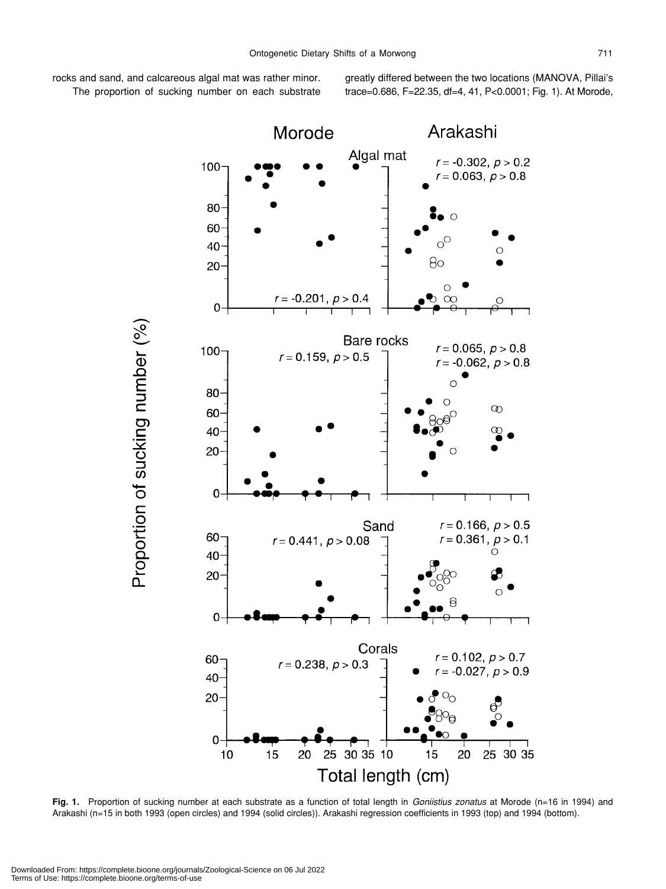rocks and sand, and calcareous algal mat was rather minor.

The proportion of sucking number on each substrate greatly differed between the two locations (MANOVA, Pillai's trace=0.686, F=22.35, df=4, 41, P<0.0001; Fig. 1). At Morode,

**Fig. 1.** Proportion of sucking number at each substrate as a function of total length in *Goniistius zonatus* at Morode (n=16 in 1994) and Arakashi (n=15 in both 1993 (open circles) and 1994 (solid circles)). Arakashi regression coefficients in 1993 (top) and 1994 (bottom).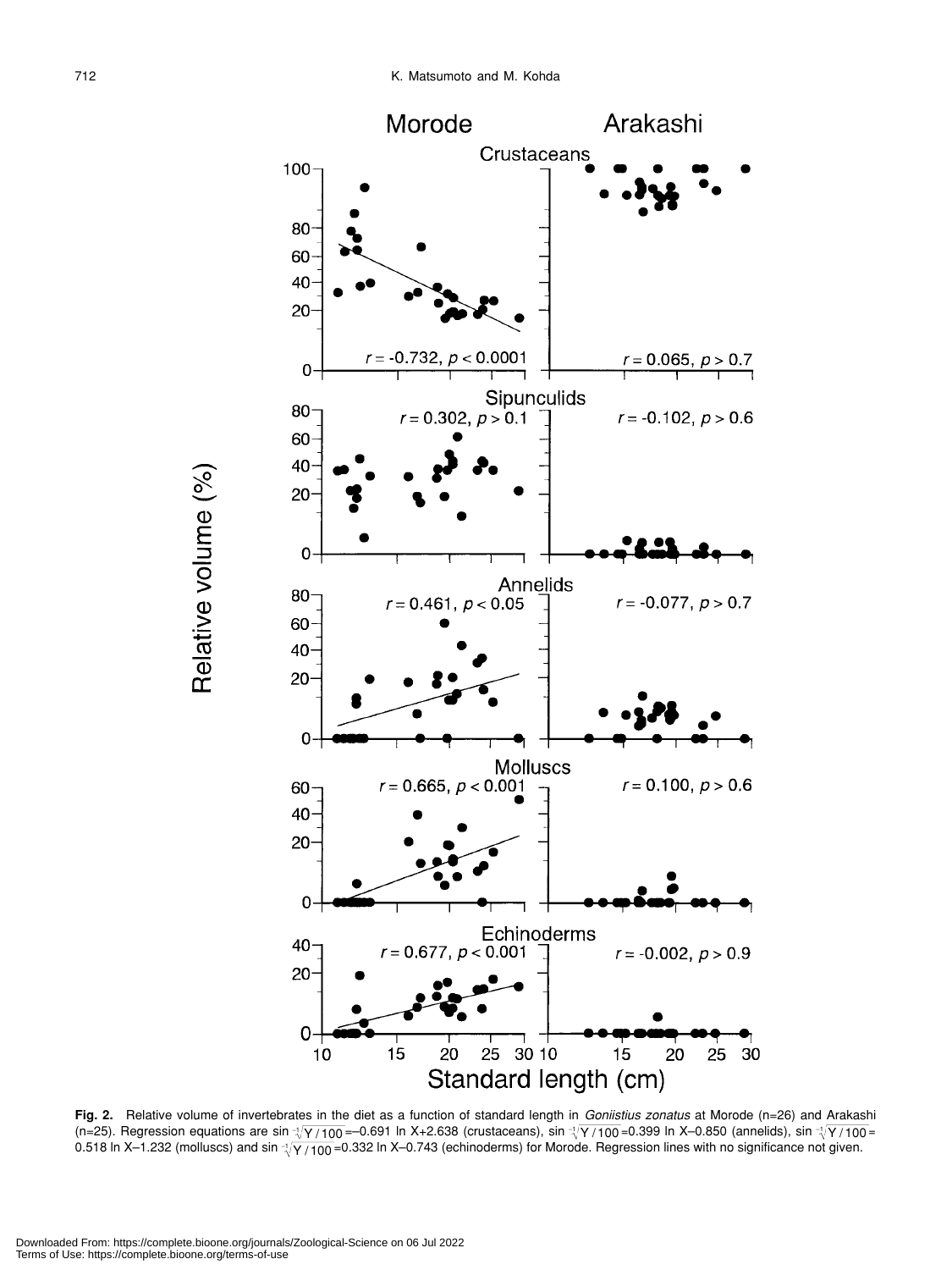**Fig. 2.** Relative volume of invertebrates in the diet as a function of standard length in *Goniistius zonatus* at Morode (n=26) and Arakashi (n=25). Regression equations are $\sin^{-1}\sqrt{Y/100}$=–0.691 ln X+2.638 (crustaceans), $\sin^{-1}\sqrt{Y/100}$=0.399 ln X–0.850 (annelids), $\sin^{-1}\sqrt{Y/100}$= 0.518 ln X–1.232 (molluscs) and $\sin^{-1}\sqrt{Y/100}$=0.332 ln X–0.743 (echinoderms) for Morode. Regression lines with no significance not given.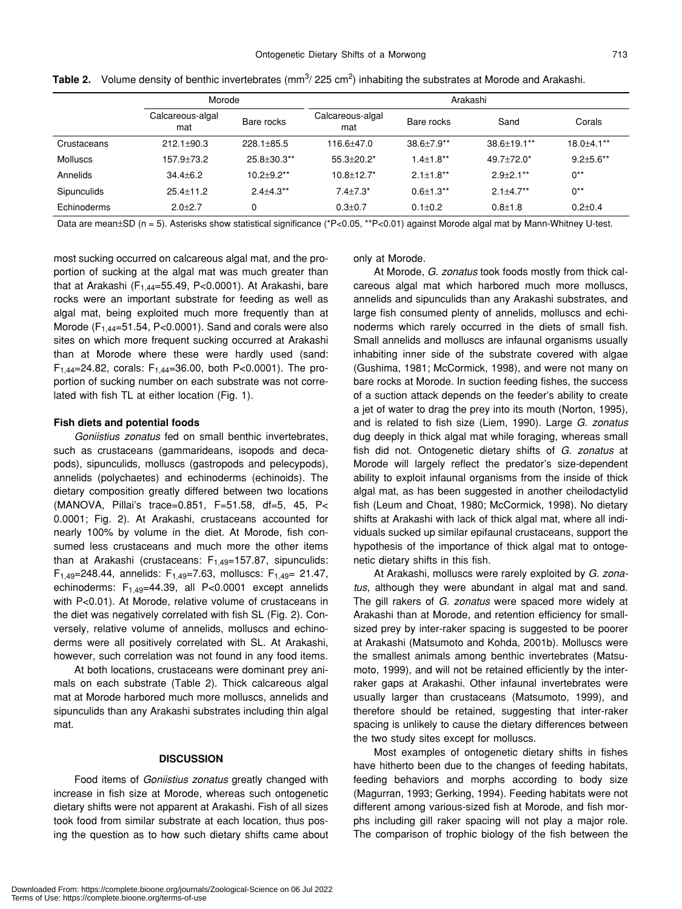**Table 2.** Volume density of benthic invertebrates (mm$^3$/ 225 cm$^2$) inhabiting the substrates at Morode and Arakashi.

| | Morode | | Arakashi | | | |
|---|---|---|---|---|---|---|
| | Calcareous-algal mat | Bare rocks | Calcareous-algal mat | Bare rocks | Sand | Corals |
| Crustaceans | 212.1±90.3 | 228.1±85.5 | 116.6±47.0 | 38.6±7.9** | 38.6±19.1** | 18.0±4.1** |
| Molluscs | 157.9±73.2 | 25.8±30.3** | 55.3±20.2* | 1.4±1.8** | 49.7±72.0* | 9.2±5.6** |
| Annelids | 34.4±6.2 | 10.2±9.2** | 10.8±12.7* | 2.1±1.8** | 2.9±2.1** | 0** |
| Sipunculids | 25.4±11.2 | 2.4±4.3** | 7.4±7.3* | 0.6±1.3** | 2.1±4.7** | 0** |
| Echinoderms | 2.0±2.7 | 0 | 0.3±0.7 | 0.1±0.2 | 0.8±1.8 | 0.2±0.4 |

Data are mean±SD (n = 5). Asterisks show statistical significance (*P<0.05, **P<0.01) against Morode algal mat by Mann-Whitney U-test.

most sucking occurred on calcareous algal mat, and the proportion of sucking at the algal mat was much greater than that at Arakashi ($F_{1,44}$=55.49, P<0.0001). At Arakashi, bare rocks were an important substrate for feeding as well as algal mat, being exploited much more frequently than at Morode ($F_{1,44}$=51.54, P<0.0001). Sand and corals were also sites on which more frequent sucking occurred at Arakashi than at Morode where these were hardly used (sand: $F_{1,44}$=24.82, corals: $F_{1,44}$=36.00, both P<0.0001). The proportion of sucking number on each substrate was not correlated with fish TL at either location (Fig. 1).

### Fish diets and potential foods

*Goniistius zonatus* fed on small benthic invertebrates, such as crustaceans (gammarideans, isopods and decapods), sipunculids, molluscs (gastropods and pelecypods), annelids (polychaetes) and echinoderms (echinoids). The dietary composition greatly differed between two locations (MANOVA, Pillai's trace=0.851, F=51.58, df=5, 45, P< 0.0001; Fig. 2). At Arakashi, crustaceans accounted for nearly 100% by volume in the diet. At Morode, fish consumed less crustaceans and much more the other items than at Arakashi (crustaceans: $F_{1,49}$=157.87, sipunculids: $F_{1,49}$=248.44, annelids: $F_{1,49}$=7.63, molluscs: $F_{1,49}$= 21.47, echinoderms: $F_{1,49}$=44.39, all P<0.0001 except annelids with P<0.01). At Morode, relative volume of crustaceans in the diet was negatively correlated with fish SL (Fig. 2). Conversely, relative volume of annelids, molluscs and echinoderms were all positively correlated with SL. At Arakashi, however, such correlation was not found in any food items.

At both locations, crustaceans were dominant prey animals on each substrate (Table 2). Thick calcareous algal mat at Morode harbored much more molluscs, annelids and sipunculids than any Arakashi substrates including thin algal mat.

## DISCUSSION

Food items of *Goniistius zonatus* greatly changed with increase in fish size at Morode, whereas such ontogenetic dietary shifts were not apparent at Arakashi. Fish of all sizes took food from similar substrate at each location, thus posing the question as to how such dietary shifts came about only at Morode.

At Morode, *G. zonatus* took foods mostly from thick calcareous algal mat which harbored much more molluscs, annelids and sipunculids than any Arakashi substrates, and large fish consumed plenty of annelids, molluscs and echinoderms which rarely occurred in the diets of small fish. Small annelids and molluscs are infaunal organisms usually inhabiting inner side of the substrate covered with algae (Gushima, 1981; McCormick, 1998), and were not many on bare rocks at Morode. In suction feeding fishes, the success of a suction attack depends on the feeder's ability to create a jet of water to drag the prey into its mouth (Norton, 1995), and is related to fish size (Liem, 1990). Large *G. zonatus* dug deeply in thick algal mat while foraging, whereas small fish did not. Ontogenetic dietary shifts of *G. zonatus* at Morode will largely reflect the predator's size-dependent ability to exploit infaunal organisms from the inside of thick algal mat, as has been suggested in another cheilodactylid fish (Leum and Choat, 1980; McCormick, 1998). No dietary shifts at Arakashi with lack of thick algal mat, where all individuals sucked up similar epifaunal crustaceans, support the hypothesis of the importance of thick algal mat to ontogenetic dietary shifts in this fish.

At Arakashi, molluscs were rarely exploited by *G. zonatus*, although they were abundant in algal mat and sand. The gill rakers of *G. zonatus* were spaced more widely at Arakashi than at Morode, and retention efficiency for small-sized prey by inter-raker spacing is suggested to be poorer at Arakashi (Matsumoto and Kohda, 2001b). Molluscs were the smallest animals among benthic invertebrates (Matsumoto, 1999), and will not be retained efficiently by the inter-raker gaps at Arakashi. Other infaunal invertebrates were usually larger than crustaceans (Matsumoto, 1999), and therefore should be retained, suggesting that inter-raker spacing is unlikely to cause the dietary differences between the two study sites except for molluscs.

Most examples of ontogenetic dietary shifts in fishes have hitherto been due to the changes of feeding habitats, feeding behaviors and morphs according to body size (Magurran, 1993; Gerking, 1994). Feeding habitats were not different among various-sized fish at Morode, and fish morphs including gill raker spacing will not play a major role. The comparison of trophic biology of the fish between the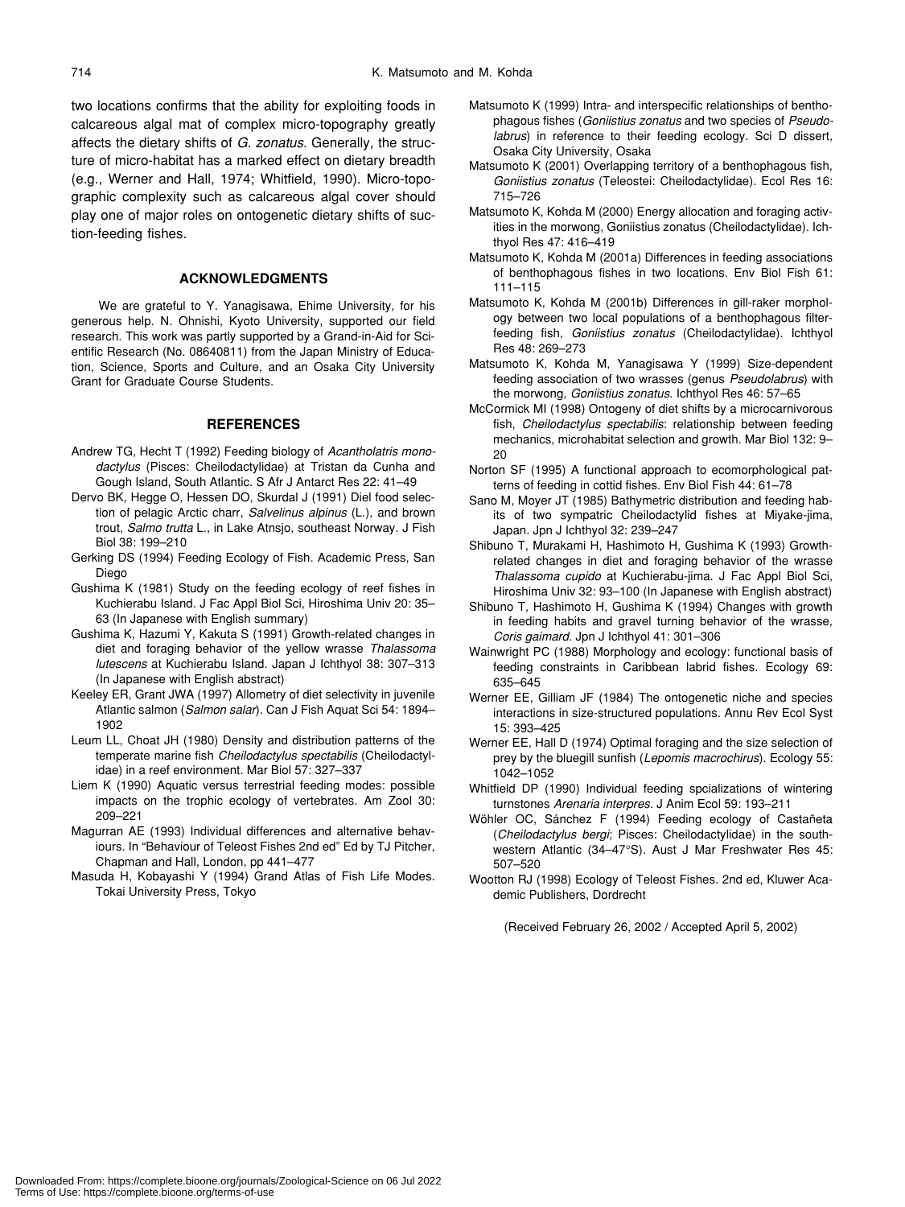two locations confirms that the ability for exploiting foods in calcareous algal mat of complex micro-topography greatly affects the dietary shifts of *G. zonatus*. Generally, the structure of micro-habitat has a marked effect on dietary breadth (e.g., Werner and Hall, 1974; Whitfield, 1990). Micro-topographic complexity such as calcareous algal cover should play one of major roles on ontogenetic dietary shifts of suction-feeding fishes.

## ACKNOWLEDGMENTS

We are grateful to Y. Yanagisawa, Ehime University, for his generous help. N. Ohnishi, Kyoto University, supported our field research. This work was partly supported by a Grand-in-Aid for Scientific Research (No. 08640811) from the Japan Ministry of Education, Science, Sports and Culture, and an Osaka City University Grant for Graduate Course Students.

## REFERENCES

Andrew TG, Hecht T (1992) Feeding biology of *Acantholatris monodactylus* (Pisces: Cheilodactylidae) at Tristan da Cunha and Gough Island, South Atlantic. S Afr J Antarct Res 22: 41–49

Dervo BK, Hegge O, Hessen DO, Skurdal J (1991) Diel food selection of pelagic Arctic charr, *Salvelinus alpinus* (L.), and brown trout, *Salmo trutta* L., in Lake Atnsjo, southeast Norway. J Fish Biol 38: 199–210

Gerking DS (1994) Feeding Ecology of Fish. Academic Press, San Diego

Gushima K (1981) Study on the feeding ecology of reef fishes in Kuchierabu Island. J Fac Appl Biol Sci, Hiroshima Univ 20: 35–63 (In Japanese with English summary)

Gushima K, Hazumi Y, Kakuta S (1991) Growth-related changes in diet and foraging behavior of the yellow wrasse *Thalassoma lutescens* at Kuchierabu Island. Japan J Ichthyol 38: 307–313 (In Japanese with English abstract)

Keeley ER, Grant JWA (1997) Allometry of diet selectivity in juvenile Atlantic salmon (*Salmon salar*). Can J Fish Aquat Sci 54: 1894–1902

Leum LL, Choat JH (1980) Density and distribution patterns of the temperate marine fish *Cheilodactylus spectabilis* (Cheilodactylidae) in a reef environment. Mar Biol 57: 327–337

Liem K (1990) Aquatic versus terrestrial feeding modes: possible impacts on the trophic ecology of vertebrates. Am Zool 30: 209–221

Magurran AE (1993) Individual differences and alternative behaviours. In "Behaviour of Teleost Fishes 2nd ed" Ed by TJ Pitcher, Chapman and Hall, London, pp 441–477

Masuda H, Kobayashi Y (1994) Grand Atlas of Fish Life Modes. Tokai University Press, Tokyo

Matsumoto K (1999) Intra- and interspecific relationships of benthophagous fishes (*Goniistius zonatus* and two species of *Pseudolabrus*) in reference to their feeding ecology. Sci D dissert, Osaka City University, Osaka

Matsumoto K (2001) Overlapping territory of a benthophagous fish, *Goniistius zonatus* (Teleostei: Cheilodactylidae). Ecol Res 16: 715–726

Matsumoto K, Kohda M (2000) Energy allocation and foraging activities in the morwong, Goniistius zonatus (Cheilodactylidae). Ichthyol Res 47: 416–419

Matsumoto K, Kohda M (2001a) Differences in feeding associations of benthophagous fishes in two locations. Env Biol Fish 61: 111–115

Matsumoto K, Kohda M (2001b) Differences in gill-raker morphology between two local populations of a benthophagous filter-feeding fish, *Goniistius zonatus* (Cheilodactylidae). Ichthyol Res 48: 269–273

Matsumoto K, Kohda M, Yanagisawa Y (1999) Size-dependent feeding association of two wrasses (genus *Pseudolabrus*) with the morwong, *Goniistius zonatus*. Ichthyol Res 46: 57–65

McCormick MI (1998) Ontogeny of diet shifts by a microcarnivorous fish, *Cheilodactylus spectabilis*: relationship between feeding mechanics, microhabitat selection and growth. Mar Biol 132: 9–20

Norton SF (1995) A functional approach to ecomorphological patterns of feeding in cottid fishes. Env Biol Fish 44: 61–78

Sano M, Moyer JT (1985) Bathymetric distribution and feeding habits of two sympatric Cheilodactylid fishes at Miyake-jima, Japan. Jpn J Ichthyol 32: 239–247

Shibuno T, Murakami H, Hashimoto H, Gushima K (1993) Growth-related changes in diet and foraging behavior of the wrasse *Thalassoma cupido* at Kuchierabu-jima. J Fac Appl Biol Sci, Hiroshima Univ 32: 93–100 (In Japanese with English abstract)

Shibuno T, Hashimoto H, Gushima K (1994) Changes with growth in feeding habits and gravel turning behavior of the wrasse, *Coris gaimard*. Jpn J Ichthyol 41: 301–306

Wainwright PC (1988) Morphology and ecology: functional basis of feeding constraints in Caribbean labrid fishes. Ecology 69: 635–645

Werner EE, Gilliam JF (1984) The ontogenetic niche and species interactions in size-structured populations. Annu Rev Ecol Syst 15: 393–425

Werner EE, Hall D (1974) Optimal foraging and the size selection of prey by the bluegill sunfish (*Lepomis macrochirus*). Ecology 55: 1042–1052

Whitfield DP (1990) Individual feeding spcializations of wintering turnstones *Arenaria interpres*. J Anim Ecol 59: 193–211

Wöhler OC, Sánchez F (1994) Feeding ecology of Castañeta (*Cheilodactylus bergi*; Pisces: Cheilodactylidae) in the southwestern Atlantic (34–47°S). Aust J Mar Freshwater Res 45: 507–520

Wootton RJ (1998) Ecology of Teleost Fishes. 2nd ed, Kluwer Academic Publishers, Dordrecht

(Received February 26, 2002 / Accepted April 5, 2002)